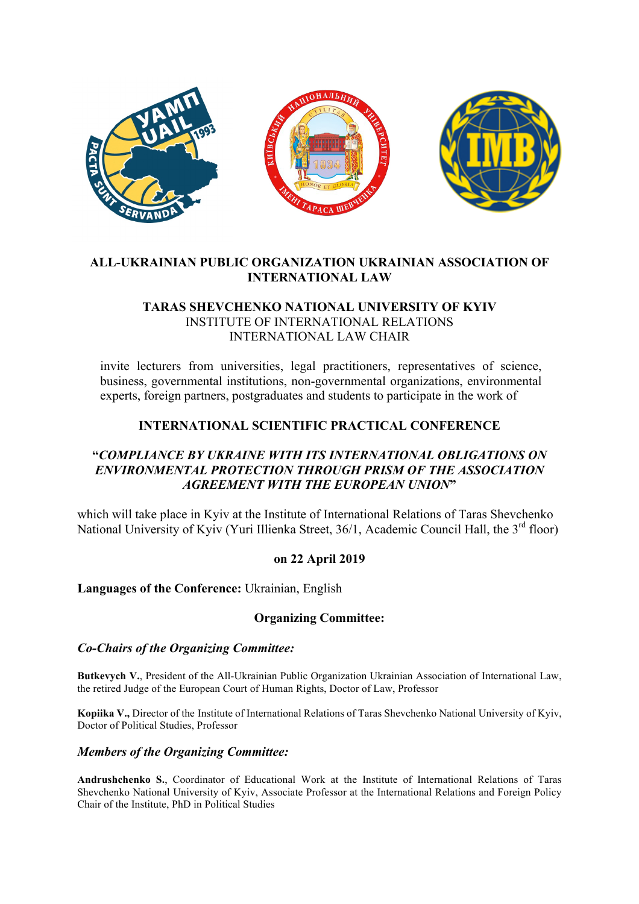**ALL-UKRAINIAN PUBLIC ORGANIZATION UKRAINIAN ASSOCIATION OF INTERNATIONAL LAW**

**TARAS SHEVCHENKO NATIONAL UNIVERSITY OF KYIV**
INSTITUTE OF INTERNATIONAL RELATIONS
INTERNATIONAL LAW CHAIR

invite lecturers from universities, legal practitioners, representatives of science, business, governmental institutions, non-governmental organizations, environmental experts, foreign partners, postgraduates and students to participate in the work of

## INTERNATIONAL SCIENTIFIC PRACTICAL CONFERENCE

## "*COMPLIANCE BY UKRAINE WITH ITS INTERNATIONAL OBLIGATIONS ON ENVIRONMENTAL PROTECTION THROUGH PRISM OF THE ASSOCIATION AGREEMENT WITH THE EUROPEAN UNION*"

which will take place in Kyiv at the Institute of International Relations of Taras Shevchenko National University of Kyiv (Yuri Illienka Street, 36/1, Academic Council Hall, the 3rd floor)

**on 22 April 2019**

**Languages of the Conference:** Ukrainian, English

### Organizing Committee:

#### *Co-Chairs of the Organizing Committee:*

**Butkevych V.**, President of the All-Ukrainian Public Organization Ukrainian Association of International Law, the retired Judge of the European Court of Human Rights, Doctor of Law, Professor

**Kopiika V.,** Director of the Institute of International Relations of Taras Shevchenko National University of Kyiv, Doctor of Political Studies, Professor

#### *Members of the Organizing Committee:*

**Andrushchenko S.**, Coordinator of Educational Work at the Institute of International Relations of Taras Shevchenko National University of Kyiv, Associate Professor at the International Relations and Foreign Policy Chair of the Institute, PhD in Political Studies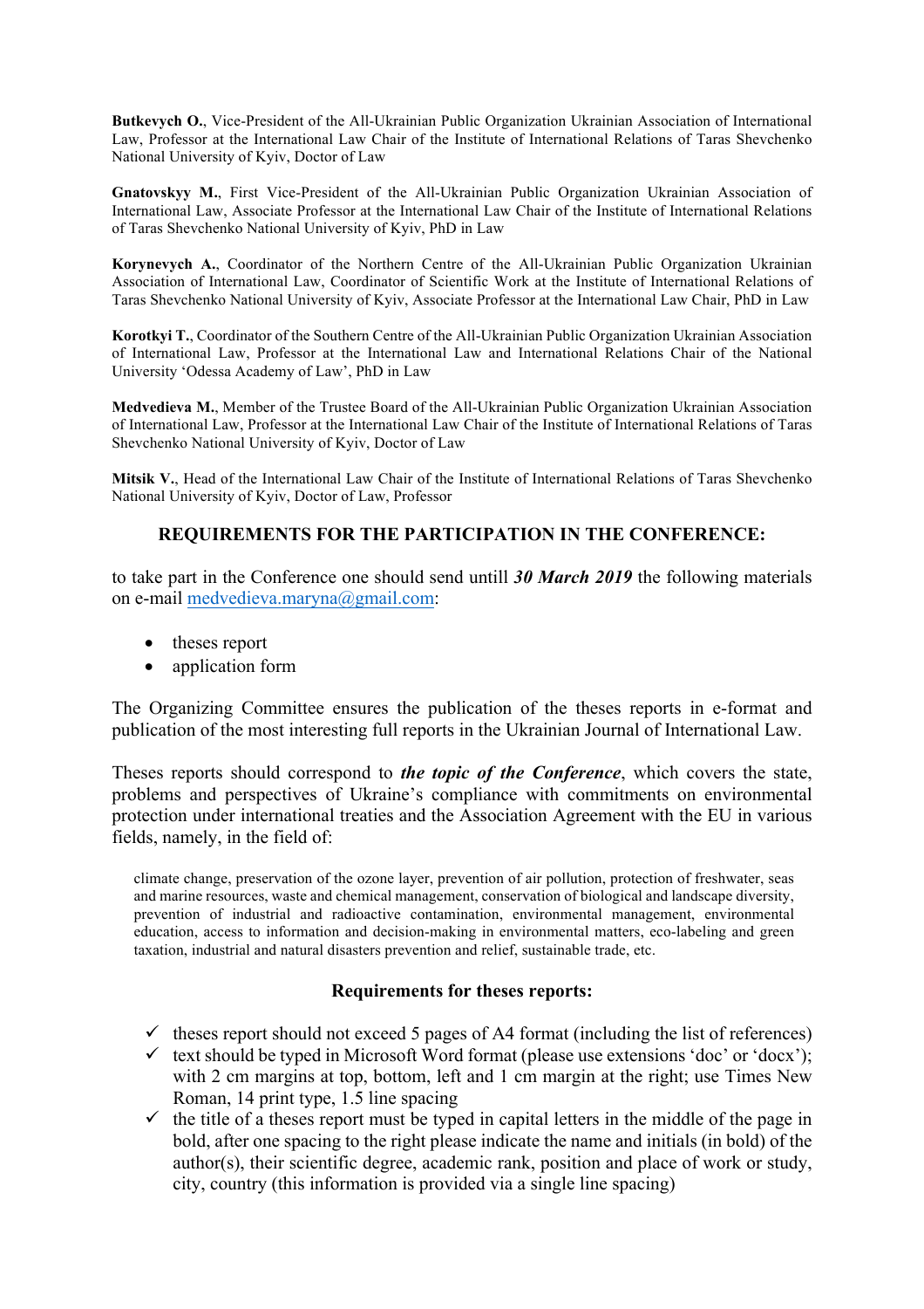**Butkevych O.**, Vice-President of the All-Ukrainian Public Organization Ukrainian Association of International Law, Professor at the International Law Chair of the Institute of International Relations of Taras Shevchenko National University of Kyiv, Doctor of Law

**Gnatovskyy M.**, First Vice-President of the All-Ukrainian Public Organization Ukrainian Association of International Law, Associate Professor at the International Law Chair of the Institute of International Relations of Taras Shevchenko National University of Kyiv, PhD in Law

**Korynevych A.**, Coordinator of the Northern Centre of the All-Ukrainian Public Organization Ukrainian Association of International Law, Coordinator of Scientific Work at the Institute of International Relations of Taras Shevchenko National University of Kyiv, Associate Professor at the International Law Chair, PhD in Law

**Korotkyi T.**, Coordinator of the Southern Centre of the All-Ukrainian Public Organization Ukrainian Association of International Law, Professor at the International Law and International Relations Chair of the National University 'Odessa Academy of Law', PhD in Law

**Medvedieva M.**, Member of the Trustee Board of the All-Ukrainian Public Organization Ukrainian Association of International Law, Professor at the International Law Chair of the Institute of International Relations of Taras Shevchenko National University of Kyiv, Doctor of Law

**Mitsik V.**, Head of the International Law Chair of the Institute of International Relations of Taras Shevchenko National University of Kyiv, Doctor of Law, Professor

## REQUIREMENTS FOR THE PARTICIPATION IN THE CONFERENCE:

to take part in the Conference one should send untill ***30 March 2019*** the following materials on e-mail medvedieva.maryna@gmail.com:

- theses report
- application form

The Organizing Committee ensures the publication of the theses reports in e-format and publication of the most interesting full reports in the Ukrainian Journal of International Law.

Theses reports should correspond to ***the topic of the Conference***, which covers the state, problems and perspectives of Ukraine's compliance with commitments on environmental protection under international treaties and the Association Agreement with the EU in various fields, namely, in the field of:

> climate change, preservation of the ozone layer, prevention of air pollution, protection of freshwater, seas and marine resources, waste and chemical management, conservation of biological and landscape diversity, prevention of industrial and radioactive contamination, environmental management, environmental education, access to information and decision-making in environmental matters, eco-labeling and green taxation, industrial and natural disasters prevention and relief, sustainable trade, etc.

### Requirements for theses reports:

- ✓ theses report should not exceed 5 pages of A4 format (including the list of references)
- ✓ text should be typed in Microsoft Word format (please use extensions 'doc' or 'docx'); with 2 cm margins at top, bottom, left and 1 cm margin at the right; use Times New Roman, 14 print type, 1.5 line spacing
- ✓ the title of a theses report must be typed in capital letters in the middle of the page in bold, after one spacing to the right please indicate the name and initials (in bold) of the author(s), their scientific degree, academic rank, position and place of work or study, city, country (this information is provided via a single line spacing)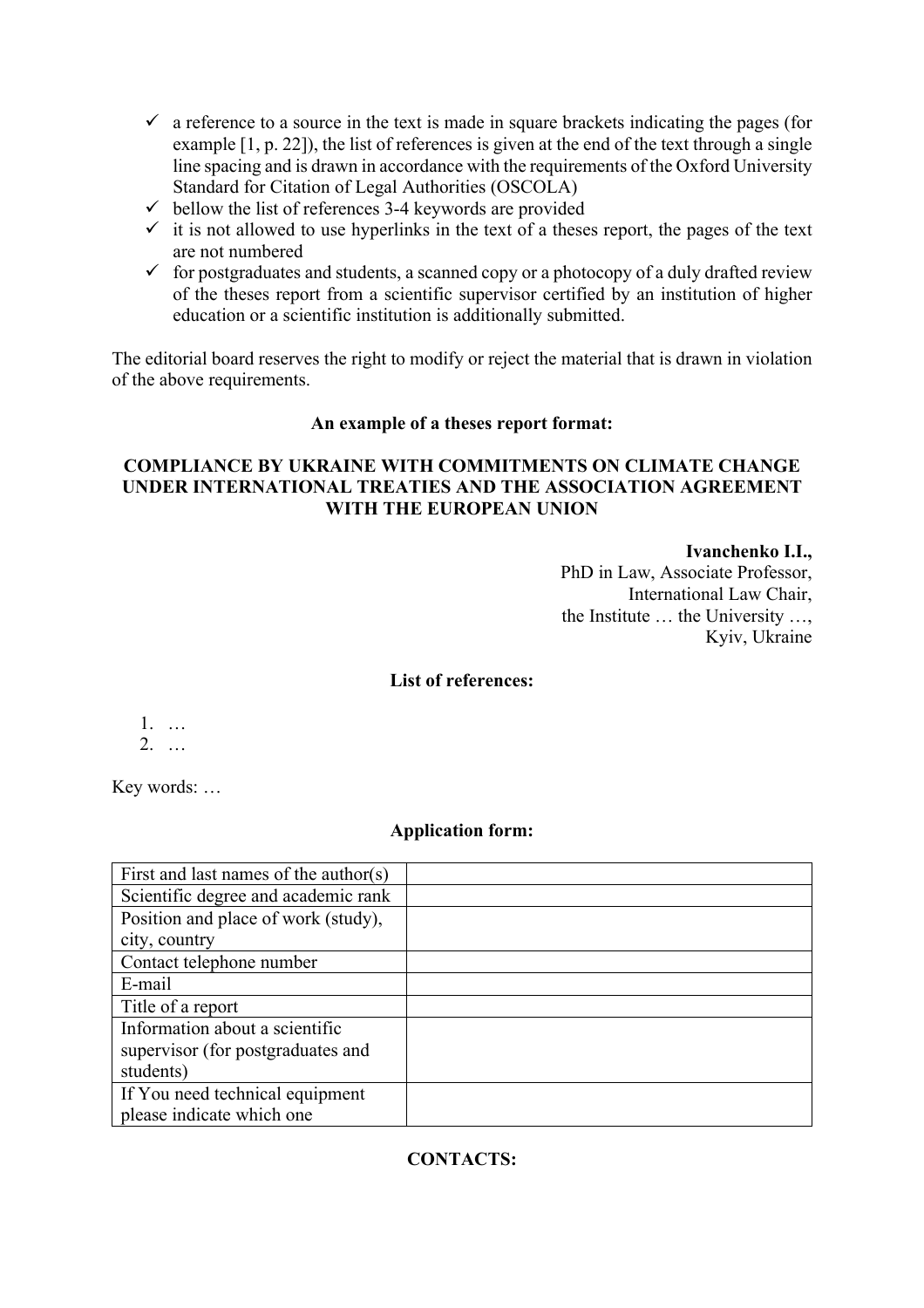- ✓ a reference to a source in the text is made in square brackets indicating the pages (for example [1, p. 22]), the list of references is given at the end of the text through a single line spacing and is drawn in accordance with the requirements of the Oxford University Standard for Citation of Legal Authorities (OSCOLA)
- ✓ bellow the list of references 3-4 keywords are provided
- ✓ it is not allowed to use hyperlinks in the text of a theses report, the pages of the text are not numbered
- ✓ for postgraduates and students, a scanned copy or a photocopy of a duly drafted review of the theses report from a scientific supervisor certified by an institution of higher education or a scientific institution is additionally submitted.

The editorial board reserves the right to modify or reject the material that is drawn in violation of the above requirements.

**An example of a theses report format:**

**COMPLIANCE BY UKRAINE WITH COMMITMENTS ON CLIMATE CHANGE UNDER INTERNATIONAL TREATIES AND THE ASSOCIATION AGREEMENT WITH THE EUROPEAN UNION**

**Ivanchenko I.I.,**
PhD in Law, Associate Professor,
International Law Chair,
the Institute … the University …,
Kyiv, Ukraine

**List of references:**

1. …
2. …

Key words: …

**Application form:**

| First and last names of the author(s) | |
|---|---|
| Scientific degree and academic rank | |
| Position and place of work (study), city, country | |
| Contact telephone number | |
| E-mail | |
| Title of a report | |
| Information about a scientific supervisor (for postgraduates and students) | |
| If You need technical equipment please indicate which one | |

**CONTACTS:**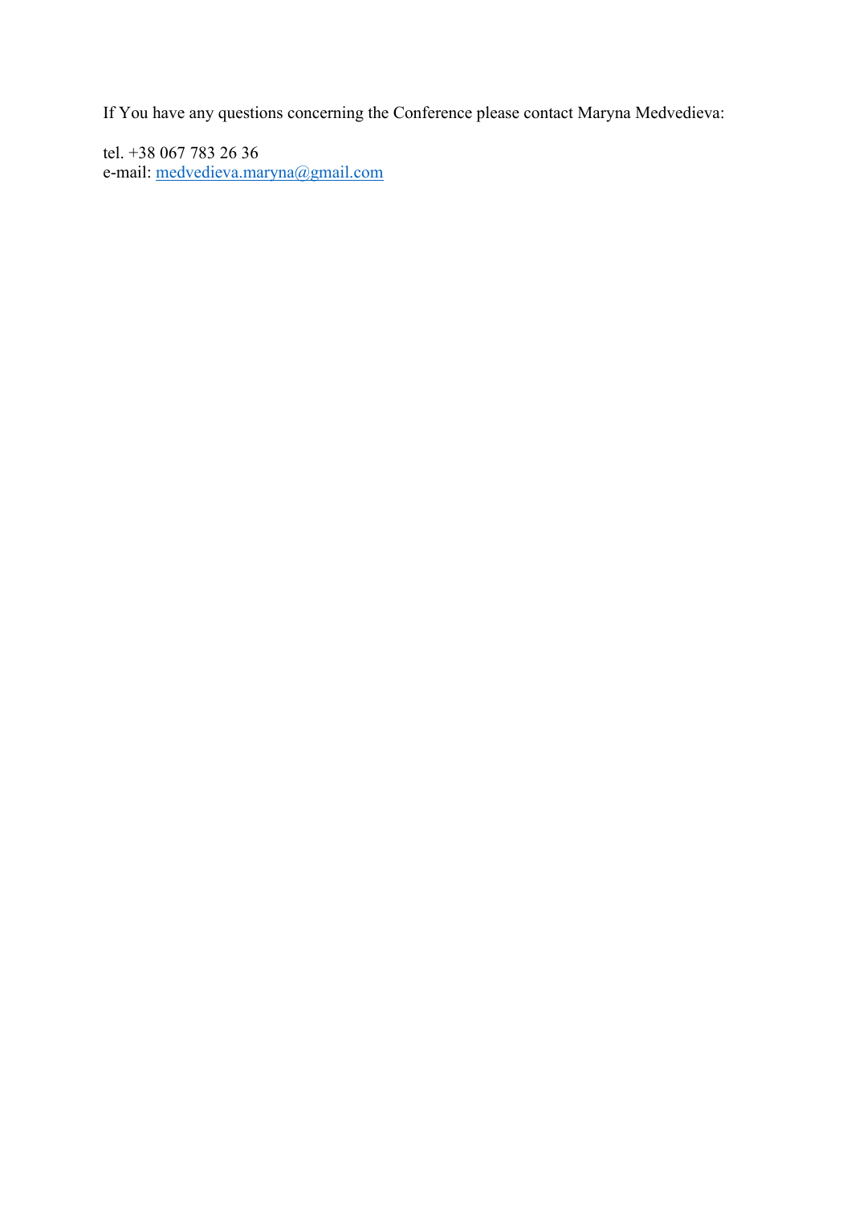If You have any questions concerning the Conference please contact Maryna Medvedieva:

tel. +38 067 783 26 36
e-mail: medvedieva.maryna@gmail.com